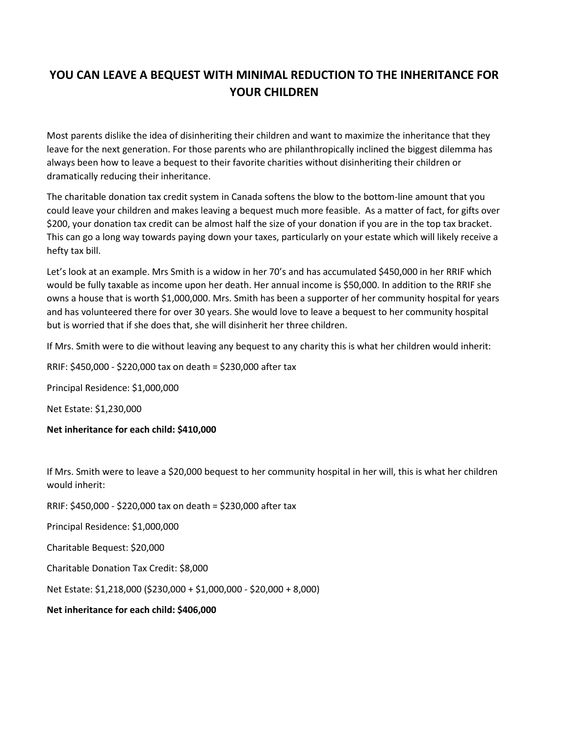# YOU CAN LEAVE A BEQUEST WITH MINIMAL REDUCTION TO THE INHERITANCE FOR YOUR CHILDREN

Most parents dislike the idea of disinheriting their children and want to maximize the inheritance that they leave for the next generation. For those parents who are philanthropically inclined the biggest dilemma has always been how to leave a bequest to their favorite charities without disinheriting their children or dramatically reducing their inheritance.

The charitable donation tax credit system in Canada softens the blow to the bottom-line amount that you could leave your children and makes leaving a bequest much more feasible. As a matter of fact, for gifts over $200, your donation tax credit can be almost half the size of your donation if you are in the top tax bracket. This can go a long way towards paying down your taxes, particularly on your estate which will likely receive a hefty tax bill.

Let's look at an example. Mrs Smith is a widow in her 70's and has accumulated $450,000 in her RRIF which would be fully taxable as income upon her death. Her annual income is $50,000. In addition to the RRIF she owns a house that is worth $1,000,000. Mrs. Smith has been a supporter of her community hospital for years and has volunteered there for over 30 years. She would love to leave a bequest to her community hospital but is worried that if she does that, she will disinherit her three children.

If Mrs. Smith were to die without leaving any bequest to any charity this is what her children would inherit:

RRIF: $450,000 - $220,000 tax on death = $230,000 after tax

Principal Residence: $1,000,000

Net Estate: $1,230,000

**Net inheritance for each child: $410,000**

If Mrs. Smith were to leave a $20,000 bequest to her community hospital in her will, this is what her children would inherit:

RRIF: $450,000 - $220,000 tax on death = $230,000 after tax

Principal Residence: $1,000,000

Charitable Bequest: $20,000

Charitable Donation Tax Credit: $8,000

Net Estate: $1,218,000 ($230,000 + $1,000,000 - $20,000 + 8,000)

**Net inheritance for each child: $406,000**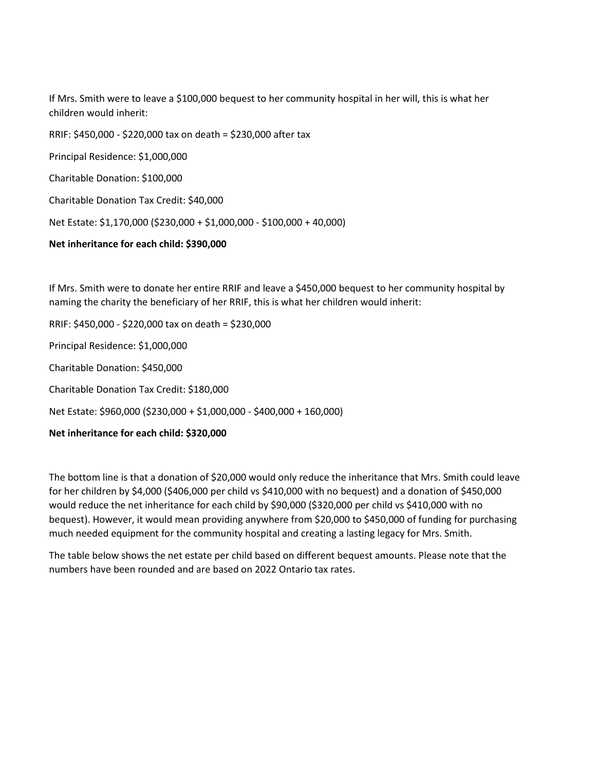If Mrs. Smith were to leave a $100,000 bequest to her community hospital in her will, this is what her children would inherit:

RRIF: $450,000 - $220,000 tax on death = $230,000 after tax

Principal Residence: $1,000,000

Charitable Donation: $100,000

Charitable Donation Tax Credit: $40,000

Net Estate: $1,170,000 ($230,000 + $1,000,000 - $100,000 + 40,000)

**Net inheritance for each child: $390,000**

If Mrs. Smith were to donate her entire RRIF and leave a $450,000 bequest to her community hospital by naming the charity the beneficiary of her RRIF, this is what her children would inherit:

RRIF: $450,000 - $220,000 tax on death = $230,000

Principal Residence: $1,000,000

Charitable Donation: $450,000

Charitable Donation Tax Credit: $180,000

Net Estate: $960,000 ($230,000 + $1,000,000 - $400,000 + 160,000)

**Net inheritance for each child: $320,000**

The bottom line is that a donation of $20,000 would only reduce the inheritance that Mrs. Smith could leave for her children by $4,000 ($406,000 per child vs $410,000 with no bequest) and a donation of $450,000 would reduce the net inheritance for each child by $90,000 ($320,000 per child vs $410,000 with no bequest). However, it would mean providing anywhere from $20,000 to $450,000 of funding for purchasing much needed equipment for the community hospital and creating a lasting legacy for Mrs. Smith.

The table below shows the net estate per child based on different bequest amounts. Please note that the numbers have been rounded and are based on 2022 Ontario tax rates.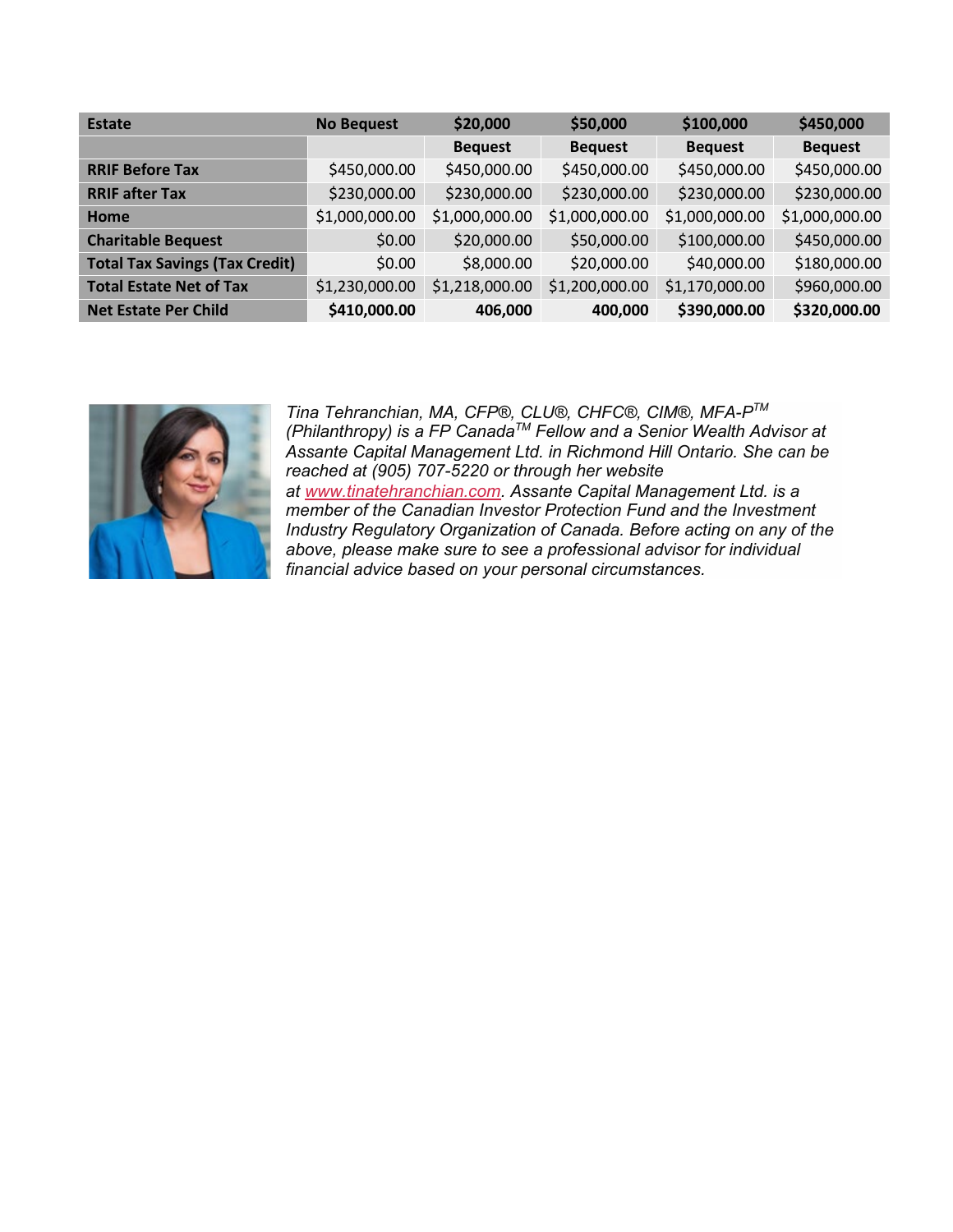| Estate | No Bequest | $20,000 | $50,000 | $100,000 | $450,000 |
|---|---|---|---|---|---|
| | | Bequest | Bequest | Bequest | Bequest |
| RRIF Before Tax | $450,000.00 | $450,000.00 | $450,000.00 | $450,000.00 | $450,000.00 |
| RRIF after Tax | $230,000.00 | $230,000.00 | $230,000.00 | $230,000.00 | $230,000.00 |
| Home | $1,000,000.00 | $1,000,000.00 | $1,000,000.00 | $1,000,000.00 | $1,000,000.00 |
| Charitable Bequest | $0.00 | $20,000.00 | $50,000.00 | $100,000.00 | $450,000.00 |
| Total Tax Savings (Tax Credit) | $0.00 | $8,000.00 | $20,000.00 | $40,000.00 | $180,000.00 |
| Total Estate Net of Tax | $1,230,000.00 | $1,218,000.00 | $1,200,000.00 | $1,170,000.00 | $960,000.00 |
| **Net Estate Per Child** | **$410,000.00** | **406,000** | **400,000** | **$390,000.00** | **$320,000.00** |

*Tina Tehranchian, MA, CFP®, CLU®, CHFC®, CIM®, MFA-P™ (Philanthropy) is a FP Canada™ Fellow and a Senior Wealth Advisor at Assante Capital Management Ltd. in Richmond Hill Ontario. She can be reached at (905) 707-5220 or through her website at [www.tinatehranchian.com](http://www.tinatehranchian.com). Assante Capital Management Ltd. is a member of the Canadian Investor Protection Fund and the Investment Industry Regulatory Organization of Canada. Before acting on any of the above, please make sure to see a professional advisor for individual financial advice based on your personal circumstances.*